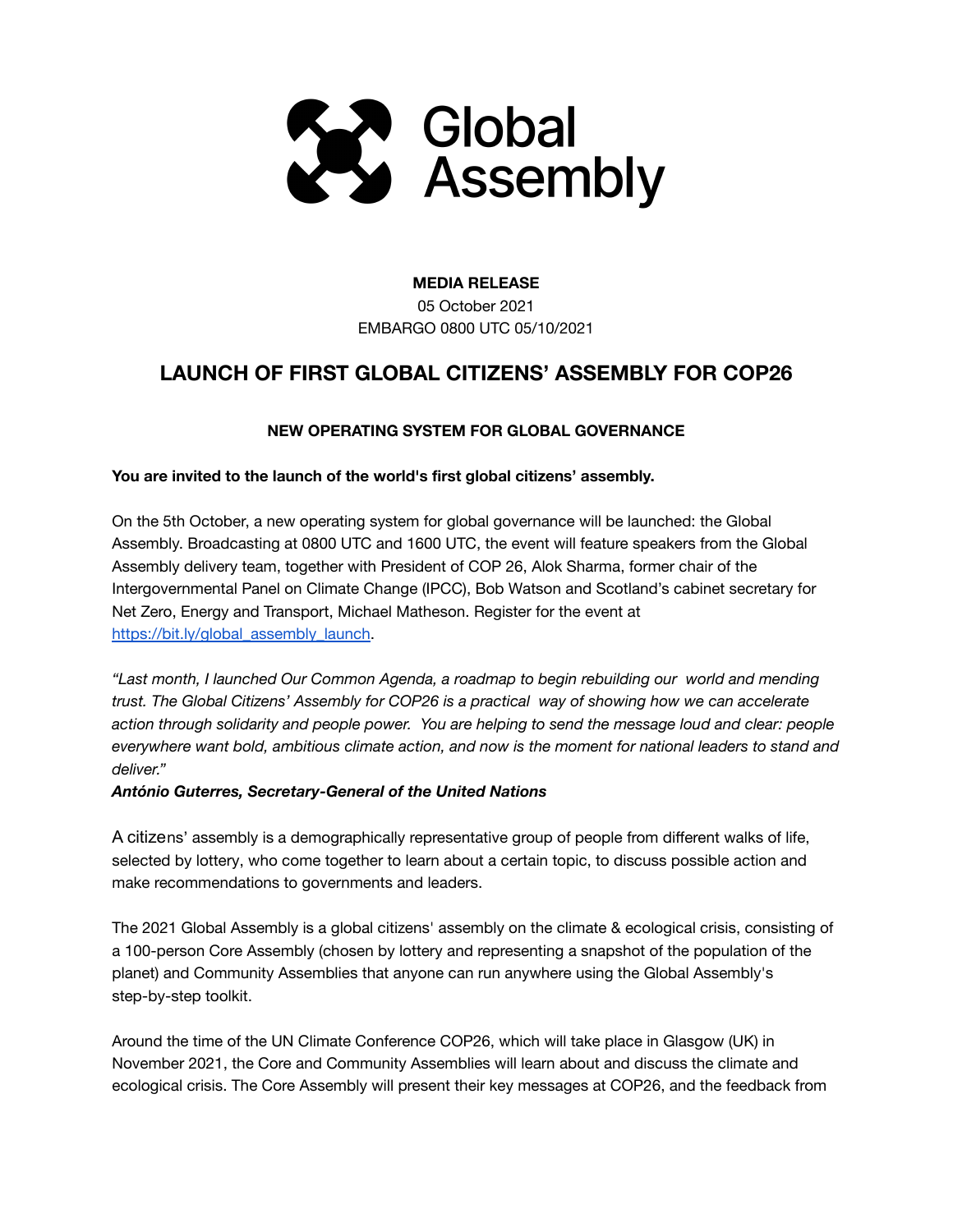Global Assembly

**MEDIA RELEASE**

05 October 2021

EMBARGO 0800 UTC 05/10/2021

# LAUNCH OF FIRST GLOBAL CITIZENS' ASSEMBLY FOR COP26

### NEW OPERATING SYSTEM FOR GLOBAL GOVERNANCE

**You are invited to the launch of the world's first global citizens' assembly.**

On the 5th October, a new operating system for global governance will be launched: the Global Assembly. Broadcasting at 0800 UTC and 1600 UTC, the event will feature speakers from the Global Assembly delivery team, together with President of COP 26, Alok Sharma, former chair of the Intergovernmental Panel on Climate Change (IPCC), Bob Watson and Scotland's cabinet secretary for Net Zero, Energy and Transport, Michael Matheson. Register for the event at [https://bit.ly/global_assembly_launch](https://bit.ly/global_assembly_launch).

*"Last month, I launched Our Common Agenda, a roadmap to begin rebuilding our world and mending trust. The Global Citizens' Assembly for COP26 is a practical way of showing how we can accelerate action through solidarity and people power. You are helping to send the message loud and clear: people everywhere want bold, ambitious climate action, and now is the moment for national leaders to stand and deliver."*

***António Guterres, Secretary-General of the United Nations***

A citizens' assembly is a demographically representative group of people from different walks of life, selected by lottery, who come together to learn about a certain topic, to discuss possible action and make recommendations to governments and leaders.

The 2021 Global Assembly is a global citizens' assembly on the climate & ecological crisis, consisting of a 100-person Core Assembly (chosen by lottery and representing a snapshot of the population of the planet) and Community Assemblies that anyone can run anywhere using the Global Assembly's step-by-step toolkit.

Around the time of the UN Climate Conference COP26, which will take place in Glasgow (UK) in November 2021, the Core and Community Assemblies will learn about and discuss the climate and ecological crisis. The Core Assembly will present their key messages at COP26, and the feedback from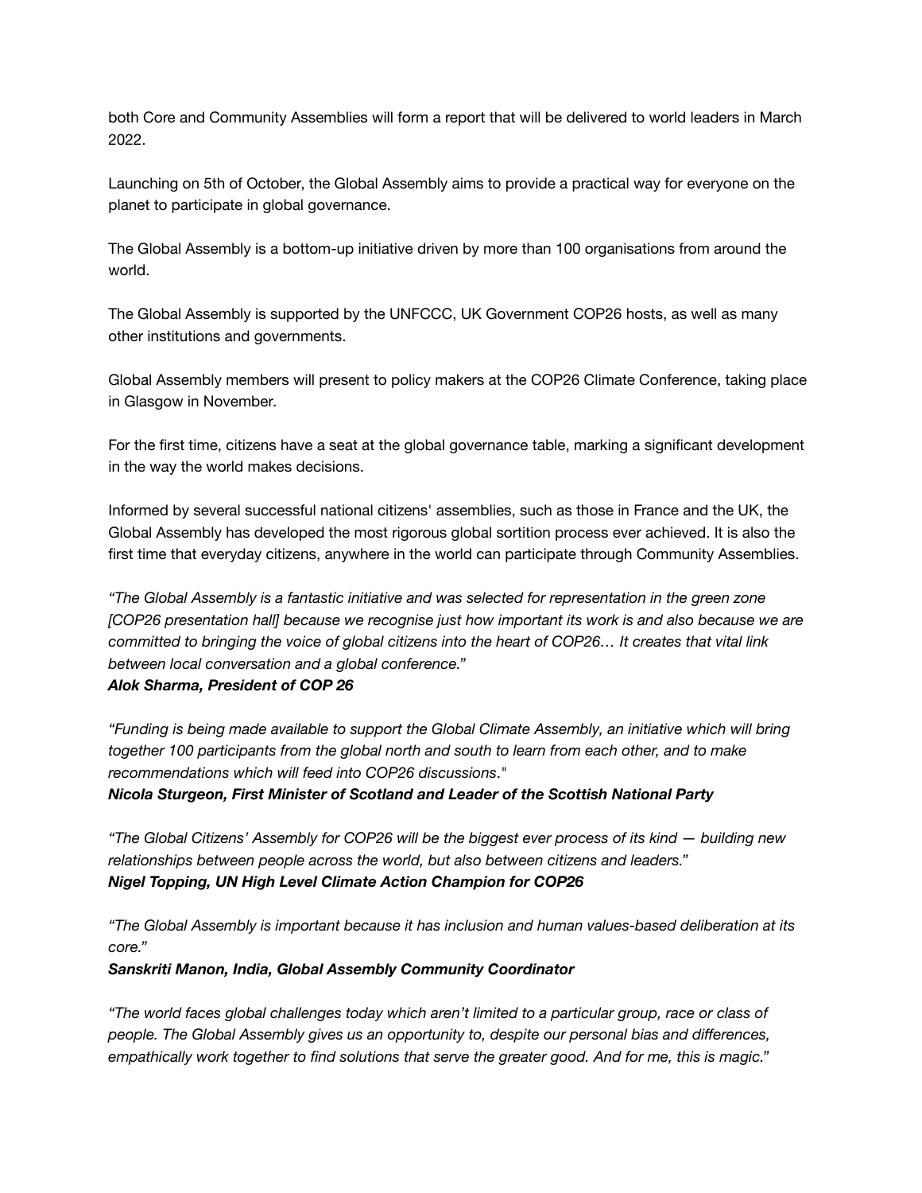both Core and Community Assemblies will form a report that will be delivered to world leaders in March 2022.

Launching on 5th of October, the Global Assembly aims to provide a practical way for everyone on the planet to participate in global governance.

The Global Assembly is a bottom-up initiative driven by more than 100 organisations from around the world.

The Global Assembly is supported by the UNFCCC, UK Government COP26 hosts, as well as many other institutions and governments.

Global Assembly members will present to policy makers at the COP26 Climate Conference, taking place in Glasgow in November.

For the first time, citizens have a seat at the global governance table, marking a significant development in the way the world makes decisions.

Informed by several successful national citizens' assemblies, such as those in France and the UK, the Global Assembly has developed the most rigorous global sortition process ever achieved. It is also the first time that everyday citizens, anywhere in the world can participate through Community Assemblies.

*"The Global Assembly is a fantastic initiative and was selected for representation in the green zone [COP26 presentation hall] because we recognise just how important its work is and also because we are committed to bringing the voice of global citizens into the heart of COP26… It creates that vital link between local conversation and a global conference."*
***Alok Sharma, President of COP 26***

*"Funding is being made available to support the Global Climate Assembly, an initiative which will bring together 100 participants from the global north and south to learn from each other, and to make recommendations which will feed into COP26 discussions."*
***Nicola Sturgeon, First Minister of Scotland and Leader of the Scottish National Party***

*"The Global Citizens' Assembly for COP26 will be the biggest ever process of its kind — building new relationships between people across the world, but also between citizens and leaders."*
***Nigel Topping, UN High Level Climate Action Champion for COP26***

*"The Global Assembly is important because it has inclusion and human values-based deliberation at its core."*
***Sanskriti Manon, India, Global Assembly Community Coordinator***

*"The world faces global challenges today which aren't limited to a particular group, race or class of people. The Global Assembly gives us an opportunity to, despite our personal bias and differences, empathically work together to find solutions that serve the greater good. And for me, this is magic."*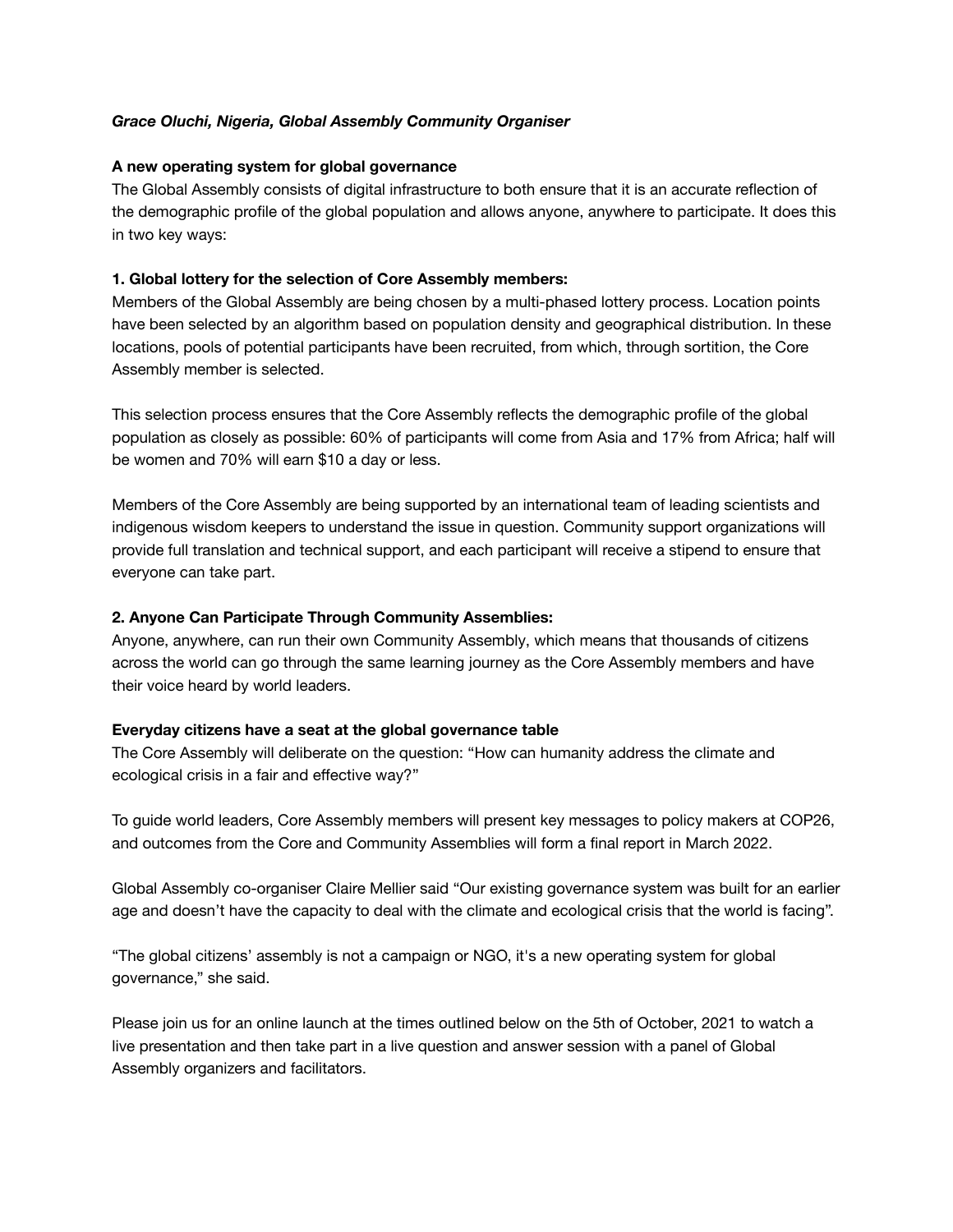***Grace Oluchi, Nigeria, Global Assembly Community Organiser***

**A new operating system for global governance**

The Global Assembly consists of digital infrastructure to both ensure that it is an accurate reflection of the demographic profile of the global population and allows anyone, anywhere to participate. It does this in two key ways:

**1. Global lottery for the selection of Core Assembly members:**

Members of the Global Assembly are being chosen by a multi-phased lottery process. Location points have been selected by an algorithm based on population density and geographical distribution. In these locations, pools of potential participants have been recruited, from which, through sortition, the Core Assembly member is selected.

This selection process ensures that the Core Assembly reflects the demographic profile of the global population as closely as possible: 60% of participants will come from Asia and 17% from Africa; half will be women and 70% will earn $10 a day or less.

Members of the Core Assembly are being supported by an international team of leading scientists and indigenous wisdom keepers to understand the issue in question. Community support organizations will provide full translation and technical support, and each participant will receive a stipend to ensure that everyone can take part.

**2. Anyone Can Participate Through Community Assemblies:**

Anyone, anywhere, can run their own Community Assembly, which means that thousands of citizens across the world can go through the same learning journey as the Core Assembly members and have their voice heard by world leaders.

**Everyday citizens have a seat at the global governance table**

The Core Assembly will deliberate on the question: "How can humanity address the climate and ecological crisis in a fair and effective way?"

To guide world leaders, Core Assembly members will present key messages to policy makers at COP26, and outcomes from the Core and Community Assemblies will form a final report in March 2022.

Global Assembly co-organiser Claire Mellier said "Our existing governance system was built for an earlier age and doesn't have the capacity to deal with the climate and ecological crisis that the world is facing".

"The global citizens' assembly is not a campaign or NGO, it's a new operating system for global governance," she said.

Please join us for an online launch at the times outlined below on the 5th of October, 2021 to watch a live presentation and then take part in a live question and answer session with a panel of Global Assembly organizers and facilitators.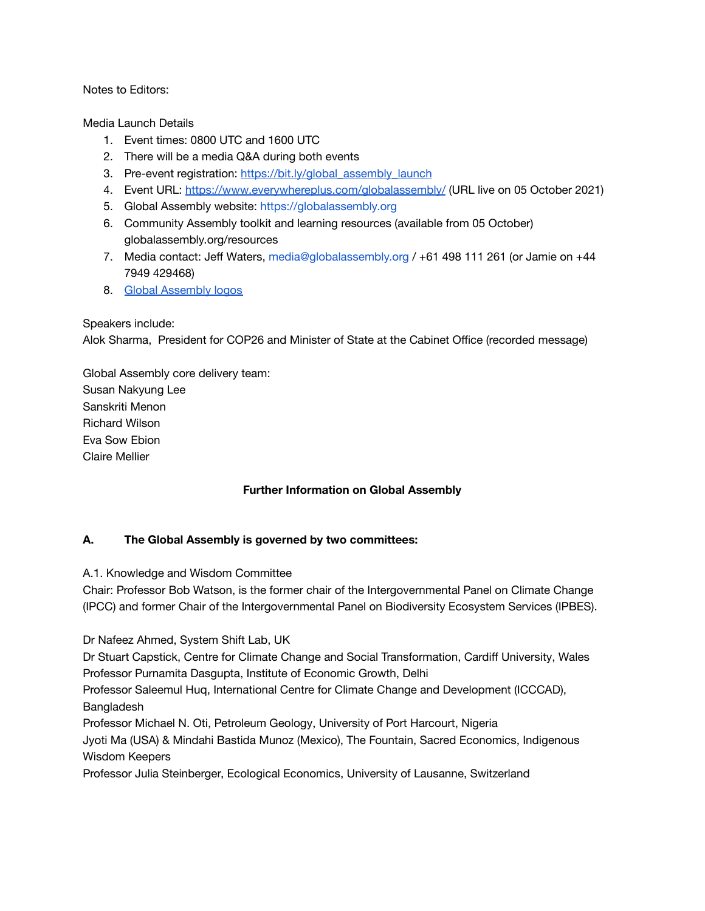Notes to Editors:

Media Launch Details

1. Event times: 0800 UTC and 1600 UTC
2. There will be a media Q&A during both events
3. Pre-event registration: [https://bit.ly/global_assembly_launch](https://bit.ly/global_assembly_launch)
4. Event URL: [https://www.everywhereplus.com/globalassembly/](https://www.everywhereplus.com/globalassembly/) (URL live on 05 October 2021)
5. Global Assembly website: https://globalassembly.org
6. Community Assembly toolkit and learning resources (available from 05 October) globalassembly.org/resources
7. Media contact: Jeff Waters, media@globalassembly.org / +61 498 111 261 (or Jamie on +44 7949 429468)
8. Global Assembly logos

Speakers include:
Alok Sharma, President for COP26 and Minister of State at the Cabinet Office (recorded message)

Global Assembly core delivery team:
Susan Nakyung Lee
Sanskriti Menon
Richard Wilson
Eva Sow Ebion
Claire Mellier

**Further Information on Global Assembly**

**A. The Global Assembly is governed by two committees:**

A.1. Knowledge and Wisdom Committee
Chair: Professor Bob Watson, is the former chair of the Intergovernmental Panel on Climate Change (IPCC) and former Chair of the Intergovernmental Panel on Biodiversity Ecosystem Services (IPBES).

Dr Nafeez Ahmed, System Shift Lab, UK
Dr Stuart Capstick, Centre for Climate Change and Social Transformation, Cardiff University, Wales
Professor Purnamita Dasgupta, Institute of Economic Growth, Delhi
Professor Saleemul Huq, International Centre for Climate Change and Development (ICCCAD), Bangladesh
Professor Michael N. Oti, Petroleum Geology, University of Port Harcourt, Nigeria
Jyoti Ma (USA) & Mindahi Bastida Munoz (Mexico), The Fountain, Sacred Economics, Indigenous Wisdom Keepers
Professor Julia Steinberger, Ecological Economics, University of Lausanne, Switzerland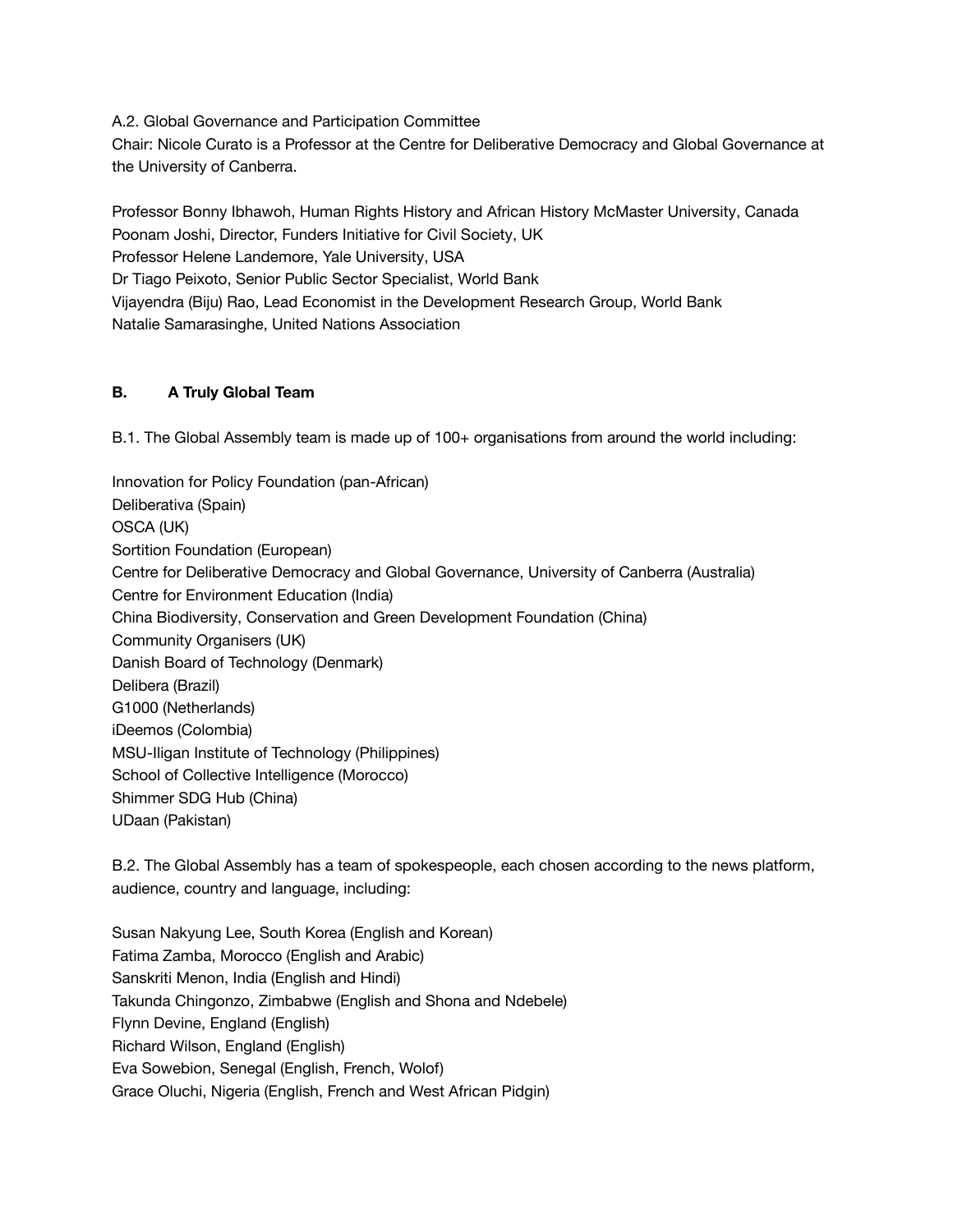A.2. Global Governance and Participation Committee
Chair: Nicole Curato is a Professor at the Centre for Deliberative Democracy and Global Governance at the University of Canberra.

Professor Bonny Ibhawoh, Human Rights History and African History McMaster University, Canada
Poonam Joshi, Director, Funders Initiative for Civil Society, UK
Professor Helene Landemore, Yale University, USA
Dr Tiago Peixoto, Senior Public Sector Specialist, World Bank
Vijayendra (Biju) Rao, Lead Economist in the Development Research Group, World Bank
Natalie Samarasinghe, United Nations Association

## B. A Truly Global Team

B.1. The Global Assembly team is made up of 100+ organisations from around the world including:

Innovation for Policy Foundation (pan-African)
Deliberativa (Spain)
OSCA (UK)
Sortition Foundation (European)
Centre for Deliberative Democracy and Global Governance, University of Canberra (Australia)
Centre for Environment Education (India)
China Biodiversity, Conservation and Green Development Foundation (China)
Community Organisers (UK)
Danish Board of Technology (Denmark)
Delibera (Brazil)
G1000 (Netherlands)
iDeemos (Colombia)
MSU-Iligan Institute of Technology (Philippines)
School of Collective Intelligence (Morocco)
Shimmer SDG Hub (China)
UDaan (Pakistan)

B.2. The Global Assembly has a team of spokespeople, each chosen according to the news platform, audience, country and language, including:

Susan Nakyung Lee, South Korea (English and Korean)
Fatima Zamba, Morocco (English and Arabic)
Sanskriti Menon, India (English and Hindi)
Takunda Chingonzo, Zimbabwe (English and Shona and Ndebele)
Flynn Devine, England (English)
Richard Wilson, England (English)
Eva Sowebion, Senegal (English, French, Wolof)
Grace Oluchi, Nigeria (English, French and West African Pidgin)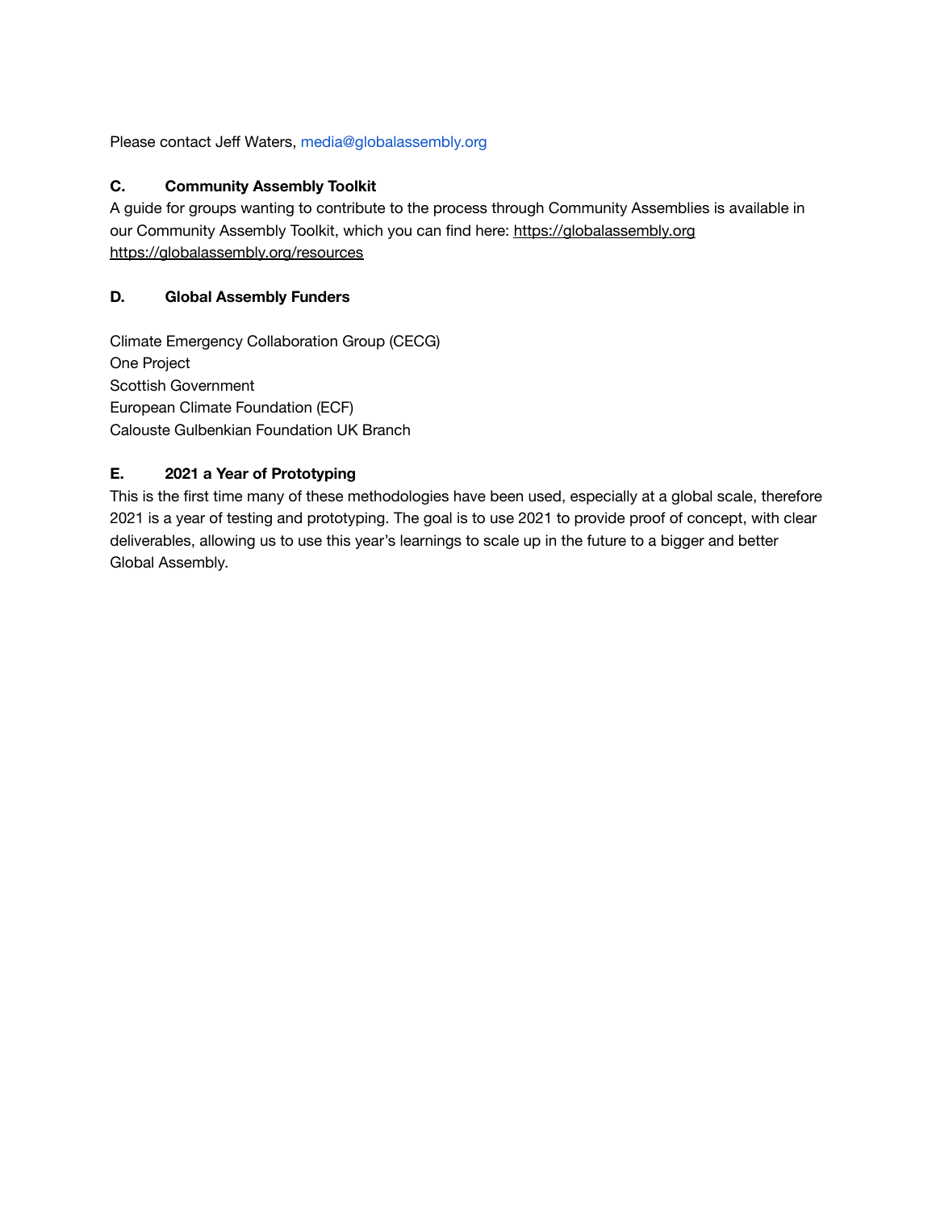Please contact Jeff Waters, media@globalassembly.org

### C. Community Assembly Toolkit

A guide for groups wanting to contribute to the process through Community Assemblies is available in our Community Assembly Toolkit, which you can find here: https://globalassembly.org https://globalassembly.org/resources

### D. Global Assembly Funders

Climate Emergency Collaboration Group (CECG)
One Project
Scottish Government
European Climate Foundation (ECF)
Calouste Gulbenkian Foundation UK Branch

### E. 2021 a Year of Prototyping

This is the first time many of these methodologies have been used, especially at a global scale, therefore 2021 is a year of testing and prototyping. The goal is to use 2021 to provide proof of concept, with clear deliverables, allowing us to use this year's learnings to scale up in the future to a bigger and better Global Assembly.